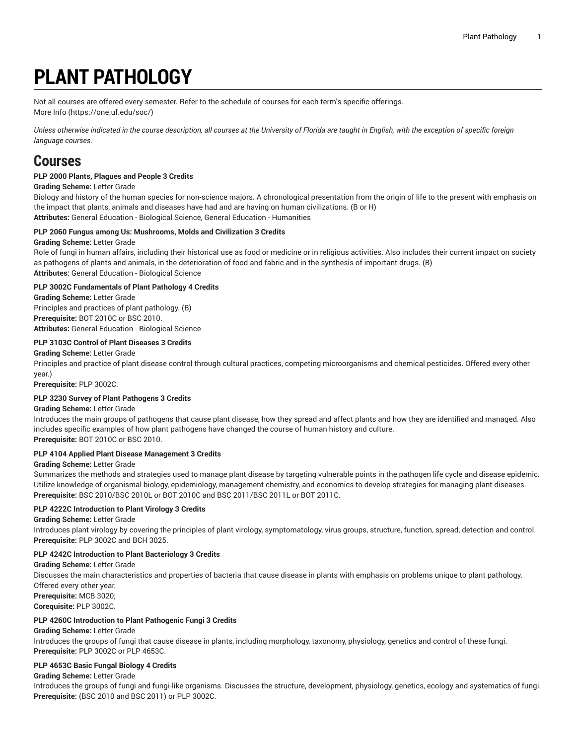# PLANT PATHOLOGY

Not all courses are offered every semester. Refer to the schedule of courses for each term's specific offerings.
More Info (https://one.uf.edu/soc/)

*Unless otherwise indicated in the course description, all courses at the University of Florida are taught in English, with the exception of specific foreign language courses.*

## Courses

**PLP 2000 Plants, Plagues and People 3 Credits**

**Grading Scheme:** Letter Grade

Biology and history of the human species for non-science majors. A chronological presentation from the origin of life to the present with emphasis on the impact that plants, animals and diseases have had and are having on human civilizations. (B or H)

**Attributes:** General Education - Biological Science, General Education - Humanities

**PLP 2060 Fungus among Us: Mushrooms, Molds and Civilization 3 Credits**

**Grading Scheme:** Letter Grade

Role of fungi in human affairs, including their historical use as food or medicine or in religious activities. Also includes their current impact on society as pathogens of plants and animals, in the deterioration of food and fabric and in the synthesis of important drugs. (B)

**Attributes:** General Education - Biological Science

**PLP 3002C Fundamentals of Plant Pathology 4 Credits**

**Grading Scheme:** Letter Grade

Principles and practices of plant pathology. (B)

**Prerequisite:** BOT 2010C or BSC 2010.

**Attributes:** General Education - Biological Science

**PLP 3103C Control of Plant Diseases 3 Credits**

**Grading Scheme:** Letter Grade

Principles and practice of plant disease control through cultural practices, competing microorganisms and chemical pesticides. Offered every other year.)

**Prerequisite:** PLP 3002C.

**PLP 3230 Survey of Plant Pathogens 3 Credits**

**Grading Scheme:** Letter Grade

Introduces the main groups of pathogens that cause plant disease, how they spread and affect plants and how they are identified and managed. Also includes specific examples of how plant pathogens have changed the course of human history and culture.

**Prerequisite:** BOT 2010C or BSC 2010.

**PLP 4104 Applied Plant Disease Management 3 Credits**

**Grading Scheme:** Letter Grade

Summarizes the methods and strategies used to manage plant disease by targeting vulnerable points in the pathogen life cycle and disease epidemic. Utilize knowledge of organismal biology, epidemiology, management chemistry, and economics to develop strategies for managing plant diseases.

**Prerequisite:** BSC 2010/BSC 2010L or BOT 2010C and BSC 2011/BSC 2011L or BOT 2011C.

**PLP 4222C Introduction to Plant Virology 3 Credits**

**Grading Scheme:** Letter Grade

Introduces plant virology by covering the principles of plant virology, symptomatology, virus groups, structure, function, spread, detection and control.

**Prerequisite:** PLP 3002C and BCH 3025.

**PLP 4242C Introduction to Plant Bacteriology 3 Credits**

**Grading Scheme:** Letter Grade

Discusses the main characteristics and properties of bacteria that cause disease in plants with emphasis on problems unique to plant pathology. Offered every other year.

**Prerequisite:** MCB 3020;

**Corequisite:** PLP 3002C.

**PLP 4260C Introduction to Plant Pathogenic Fungi 3 Credits**

**Grading Scheme:** Letter Grade

Introduces the groups of fungi that cause disease in plants, including morphology, taxonomy, physiology, genetics and control of these fungi.

**Prerequisite:** PLP 3002C or PLP 4653C.

**PLP 4653C Basic Fungal Biology 4 Credits**

**Grading Scheme:** Letter Grade

Introduces the groups of fungi and fungi-like organisms. Discusses the structure, development, physiology, genetics, ecology and systematics of fungi.

**Prerequisite:** (BSC 2010 and BSC 2011) or PLP 3002C.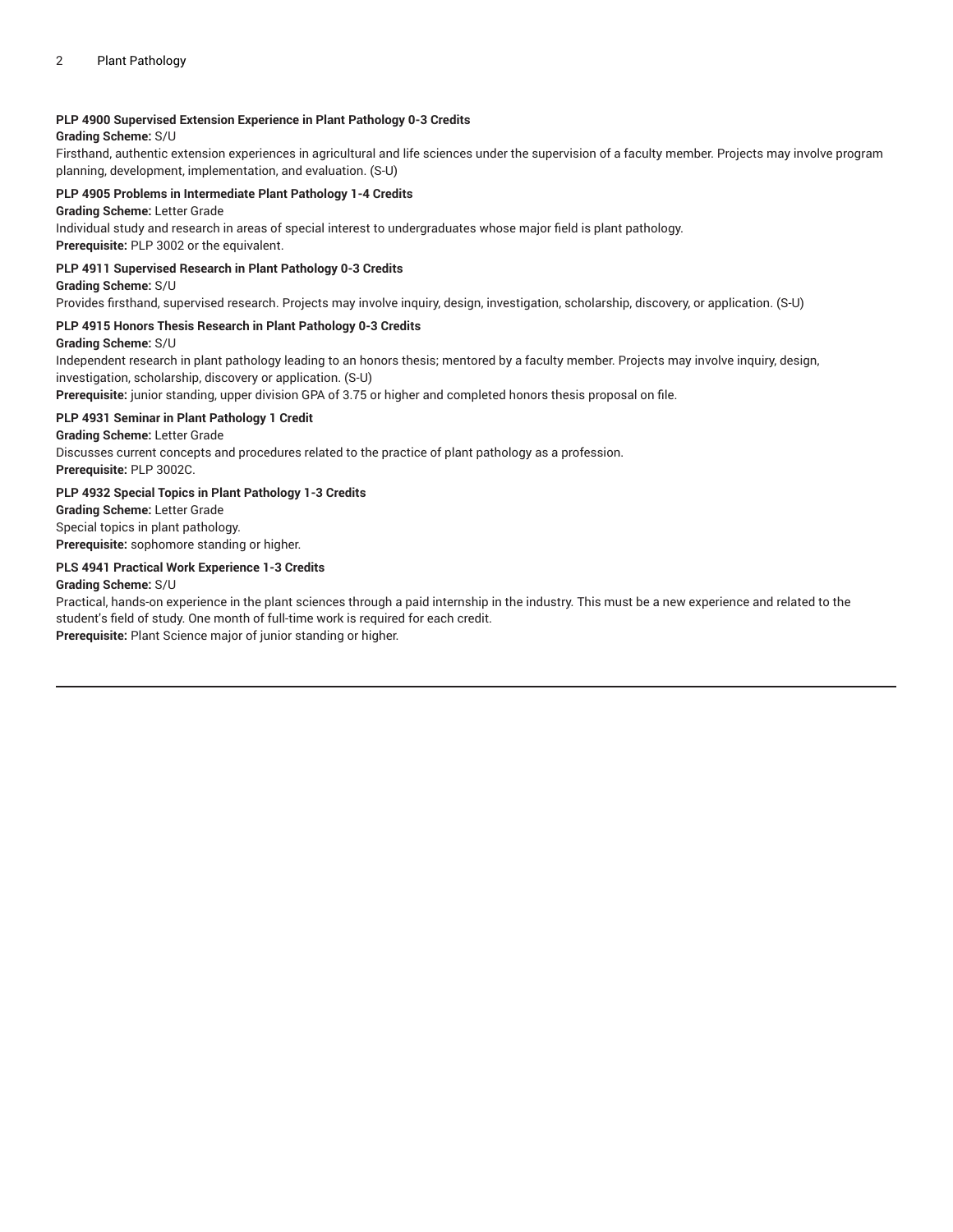**PLP 4900 Supervised Extension Experience in Plant Pathology 0-3 Credits**
**Grading Scheme:** S/U
Firsthand, authentic extension experiences in agricultural and life sciences under the supervision of a faculty member. Projects may involve program planning, development, implementation, and evaluation. (S-U)

**PLP 4905 Problems in Intermediate Plant Pathology 1-4 Credits**
**Grading Scheme:** Letter Grade
Individual study and research in areas of special interest to undergraduates whose major field is plant pathology.
**Prerequisite:** PLP 3002 or the equivalent.

**PLP 4911 Supervised Research in Plant Pathology 0-3 Credits**
**Grading Scheme:** S/U
Provides firsthand, supervised research. Projects may involve inquiry, design, investigation, scholarship, discovery, or application. (S-U)

**PLP 4915 Honors Thesis Research in Plant Pathology 0-3 Credits**
**Grading Scheme:** S/U
Independent research in plant pathology leading to an honors thesis; mentored by a faculty member. Projects may involve inquiry, design, investigation, scholarship, discovery or application. (S-U)
**Prerequisite:** junior standing, upper division GPA of 3.75 or higher and completed honors thesis proposal on file.

**PLP 4931 Seminar in Plant Pathology 1 Credit**
**Grading Scheme:** Letter Grade
Discusses current concepts and procedures related to the practice of plant pathology as a profession.
**Prerequisite:** PLP 3002C.

**PLP 4932 Special Topics in Plant Pathology 1-3 Credits**
**Grading Scheme:** Letter Grade
Special topics in plant pathology.
**Prerequisite:** sophomore standing or higher.

**PLS 4941 Practical Work Experience 1-3 Credits**
**Grading Scheme:** S/U
Practical, hands-on experience in the plant sciences through a paid internship in the industry. This must be a new experience and related to the student's field of study. One month of full-time work is required for each credit.
**Prerequisite:** Plant Science major of junior standing or higher.